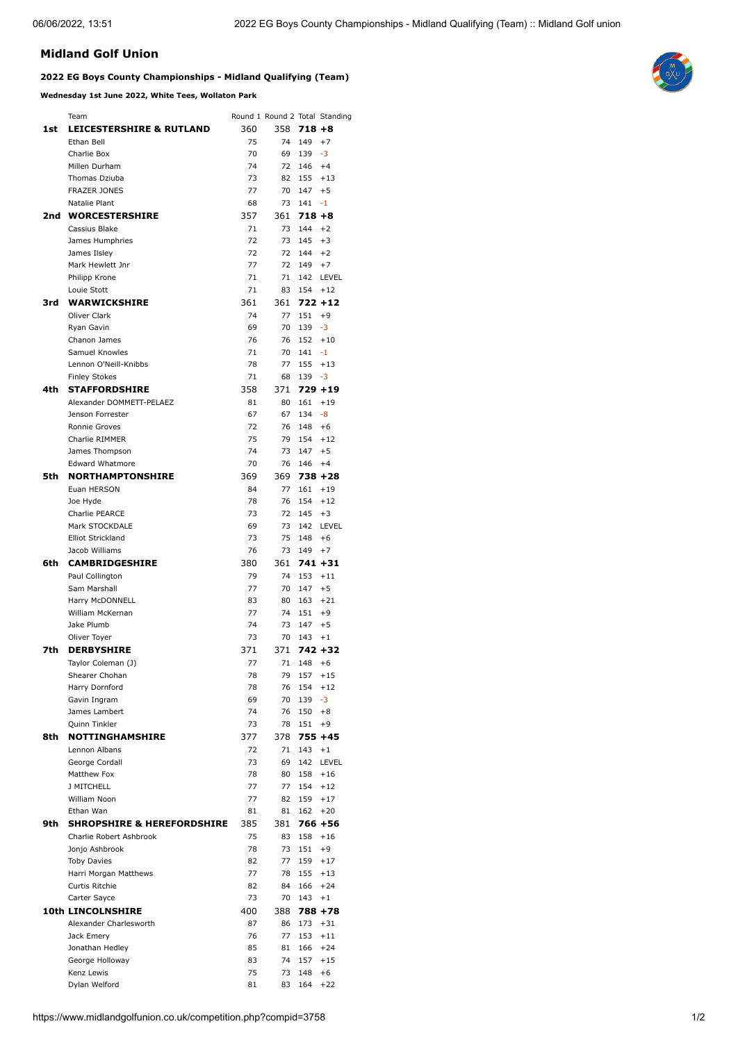# Midland Golf Union

## 2022 EG Boys County Championships - Midland Qualifying (Team)

**Wednesday 1st June 2022, White Tees, Wollaton Park**

| | Team | Round 1 | Round 2 | Total | Standing |
|---|---|---|---|---|---|
| **1st** | **LEICESTERSHIRE & RUTLAND** | 360 | 358 | **718** | **+8** |
| | Ethan Bell | 75 | 74 | 149 | +7 |
| | Charlie Box | 70 | 69 | 139 | -3 |
| | Millen Durham | 74 | 72 | 146 | +4 |
| | Thomas Dziuba | 73 | 82 | 155 | +13 |
| | FRAZER JONES | 77 | 70 | 147 | +5 |
| | Natalie Plant | 68 | 73 | 141 | -1 |
| **2nd** | **WORCESTERSHIRE** | 357 | 361 | **718** | **+8** |
| | Cassius Blake | 71 | 73 | 144 | +2 |
| | James Humphries | 72 | 73 | 145 | +3 |
| | James Ilsley | 72 | 72 | 144 | +2 |
| | Mark Hewlett Jnr | 77 | 72 | 149 | +7 |
| | Philipp Krone | 71 | 71 | 142 | LEVEL |
| | Louie Stott | 71 | 83 | 154 | +12 |
| **3rd** | **WARWICKSHIRE** | 361 | 361 | **722** | **+12** |
| | Oliver Clark | 74 | 77 | 151 | +9 |
| | Ryan Gavin | 69 | 70 | 139 | -3 |
| | Chanon James | 76 | 76 | 152 | +10 |
| | Samuel Knowles | 71 | 70 | 141 | -1 |
| | Lennon O'Neill-Knibbs | 78 | 77 | 155 | +13 |
| | Finley Stokes | 71 | 68 | 139 | -3 |
| **4th** | **STAFFORDSHIRE** | 358 | 371 | **729** | **+19** |
| | Alexander DOMMETT-PELAEZ | 81 | 80 | 161 | +19 |
| | Jenson Forrester | 67 | 67 | 134 | -8 |
| | Ronnie Groves | 72 | 76 | 148 | +6 |
| | Charlie RIMMER | 75 | 79 | 154 | +12 |
| | James Thompson | 74 | 73 | 147 | +5 |
| | Edward Whatmore | 70 | 76 | 146 | +4 |
| **5th** | **NORTHAMPTONSHIRE** | 369 | 369 | **738** | **+28** |
| | Euan HERSON | 84 | 77 | 161 | +19 |
| | Joe Hyde | 78 | 76 | 154 | +12 |
| | Charlie PEARCE | 73 | 72 | 145 | +3 |
| | Mark STOCKDALE | 69 | 73 | 142 | LEVEL |
| | Elliot Strickland | 73 | 75 | 148 | +6 |
| | Jacob Williams | 76 | 73 | 149 | +7 |
| **6th** | **CAMBRIDGESHIRE** | 380 | 361 | **741** | **+31** |
| | Paul Collington | 79 | 74 | 153 | +11 |
| | Sam Marshall | 77 | 70 | 147 | +5 |
| | Harry McDONNELL | 83 | 80 | 163 | +21 |
| | William McKernan | 77 | 74 | 151 | +9 |
| | Jake Plumb | 74 | 73 | 147 | +5 |
| | Oliver Toyer | 73 | 70 | 143 | +1 |
| **7th** | **DERBYSHIRE** | 371 | 371 | **742** | **+32** |
| | Taylor Coleman (J) | 77 | 71 | 148 | +6 |
| | Shearer Chohan | 78 | 79 | 157 | +15 |
| | Harry Dornford | 78 | 76 | 154 | +12 |
| | Gavin Ingram | 69 | 70 | 139 | -3 |
| | James Lambert | 74 | 76 | 150 | +8 |
| | Quinn Tinkler | 73 | 78 | 151 | +9 |
| **8th** | **NOTTINGHAMSHIRE** | 377 | 378 | **755** | **+45** |
| | Lennon Albans | 72 | 71 | 143 | +1 |
| | George Cordall | 73 | 69 | 142 | LEVEL |
| | Matthew Fox | 78 | 80 | 158 | +16 |
| | J MITCHELL | 77 | 77 | 154 | +12 |
| | William Noon | 77 | 82 | 159 | +17 |
| | Ethan Wan | 81 | 81 | 162 | +20 |
| **9th** | **SHROPSHIRE & HEREFORDSHIRE** | 385 | 381 | **766** | **+56** |
| | Charlie Robert Ashbrook | 75 | 83 | 158 | +16 |
| | Jonjo Ashbrook | 78 | 73 | 151 | +9 |
| | Toby Davies | 82 | 77 | 159 | +17 |
| | Harri Morgan Matthews | 77 | 78 | 155 | +13 |
| | Curtis Ritchie | 82 | 84 | 166 | +24 |
| | Carter Sayce | 73 | 70 | 143 | +1 |
| **10th** | **LINCOLNSHIRE** | 400 | 388 | **788** | **+78** |
| | Alexander Charlesworth | 87 | 86 | 173 | +31 |
| | Jack Emery | 76 | 77 | 153 | +11 |
| | Jonathan Hedley | 85 | 81 | 166 | +24 |
| | George Holloway | 83 | 74 | 157 | +15 |
| | Kenz Lewis | 75 | 73 | 148 | +6 |
| | Dylan Welford | 81 | 83 | 164 | +22 |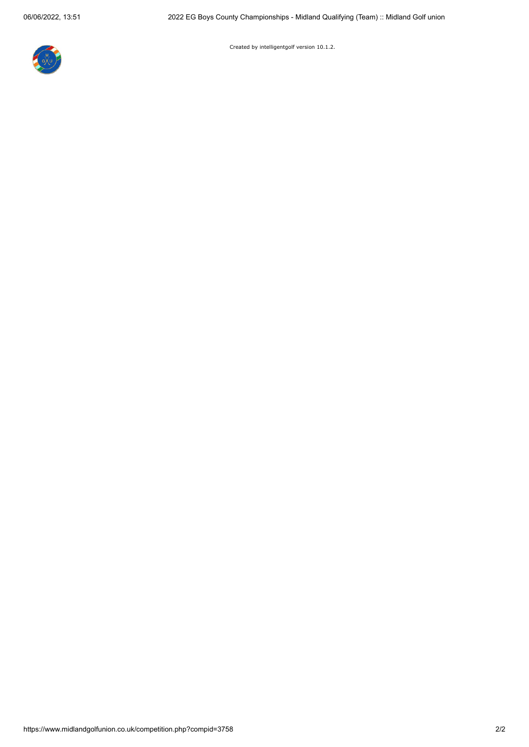Created by intelligentgolf version 10.1.2.